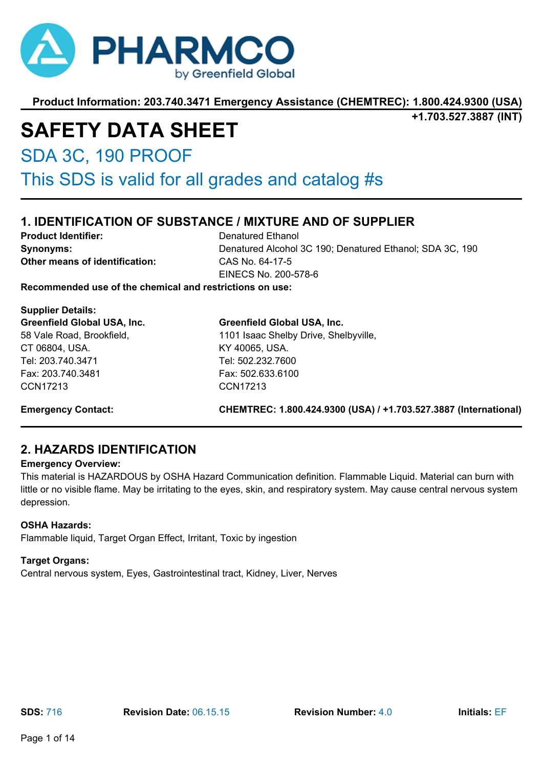PHARMCO
by Greenfield Global

**Product Information: 203.740.3471 Emergency Assistance (CHEMTREC): 1.800.424.9300 (USA) +1.703.527.3887 (INT)**

# SAFETY DATA SHEET

## SDA 3C, 190 PROOF

## This SDS is valid for all grades and catalog #s

## 1. IDENTIFICATION OF SUBSTANCE / MIXTURE AND OF SUPPLIER

**Product Identifier:** Denatured Ethanol

**Synonyms:** Denatured Alcohol 3C 190; Denatured Ethanol; SDA 3C, 190

**Other means of identification:** CAS No. 64-17-5
EINECS No. 200-578-6

**Recommended use of the chemical and restrictions on use:**

**Supplier Details:**

| **Greenfield Global USA, Inc.** | **Greenfield Global USA, Inc.** |
|---|---|
| 58 Vale Road, Brookfield, | 1101 Isaac Shelby Drive, Shelbyville, |
| CT 06804, USA. | KY 40065, USA. |
| Tel: 203.740.3471 | Tel: 502.232.7600 |
| Fax: 203.740.3481 | Fax: 502.633.6100 |
| CCN17213 | CCN17213 |

**Emergency Contact:** **CHEMTREC: 1.800.424.9300 (USA) / +1.703.527.3887 (International)**

## 2. HAZARDS IDENTIFICATION

**Emergency Overview:**

This material is HAZARDOUS by OSHA Hazard Communication definition. Flammable Liquid. Material can burn with little or no visible flame. May be irritating to the eyes, skin, and respiratory system. May cause central nervous system depression.

**OSHA Hazards:**

Flammable liquid, Target Organ Effect, Irritant, Toxic by ingestion

**Target Organs:**

Central nervous system, Eyes, Gastrointestinal tract, Kidney, Liver, Nerves

**SDS:** 716 **Revision Date:** 06.15.15 **Revision Number:** 4.0 **Initials:** EF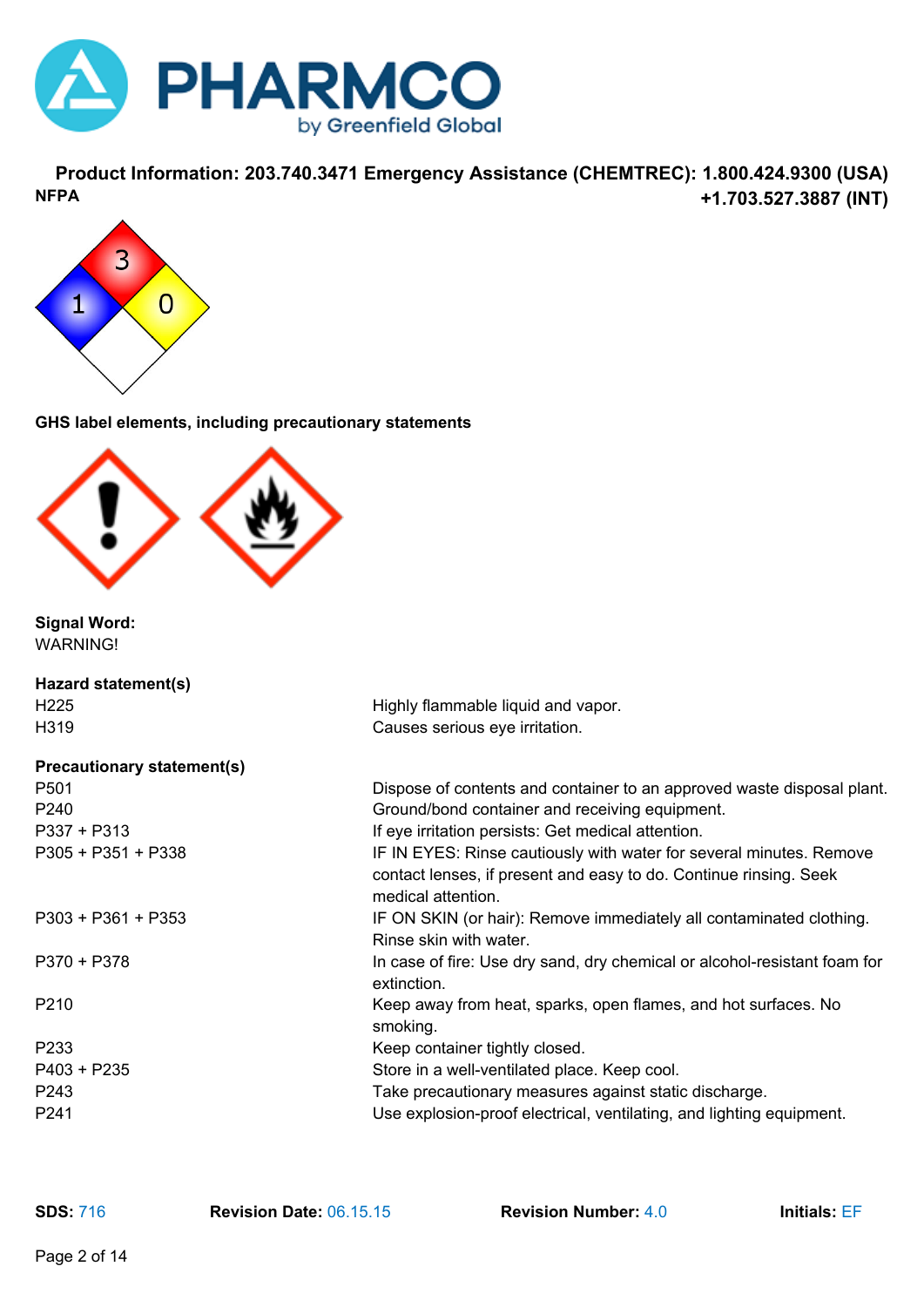**Product Information: 203.740.3471 Emergency Assistance (CHEMTREC): 1.800.424.9300 (USA) +1.703.527.3887 (INT)**

**NFPA**

3
1 0

**GHS label elements, including precautionary statements**

**Signal Word:**
WARNING!

**Hazard statement(s)**

| | |
|---|---|
| H225 | Highly flammable liquid and vapor. |
| H319 | Causes serious eye irritation. |

**Precautionary statement(s)**

| | |
|---|---|
| P501 | Dispose of contents and container to an approved waste disposal plant. |
| P240 | Ground/bond container and receiving equipment. |
| P337 + P313 | If eye irritation persists: Get medical attention. |
| P305 + P351 + P338 | IF IN EYES: Rinse cautiously with water for several minutes. Remove contact lenses, if present and easy to do. Continue rinsing. Seek medical attention. |
| P303 + P361 + P353 | IF ON SKIN (or hair): Remove immediately all contaminated clothing. Rinse skin with water. |
| P370 + P378 | In case of fire: Use dry sand, dry chemical or alcohol-resistant foam for extinction. |
| P210 | Keep away from heat, sparks, open flames, and hot surfaces. No smoking. |
| P233 | Keep container tightly closed. |
| P403 + P235 | Store in a well-ventilated place. Keep cool. |
| P243 | Take precautionary measures against static discharge. |
| P241 | Use explosion-proof electrical, ventilating, and lighting equipment. |

**SDS:** 716 **Revision Date:** 06.15.15 **Revision Number:** 4.0 **Initials:** EF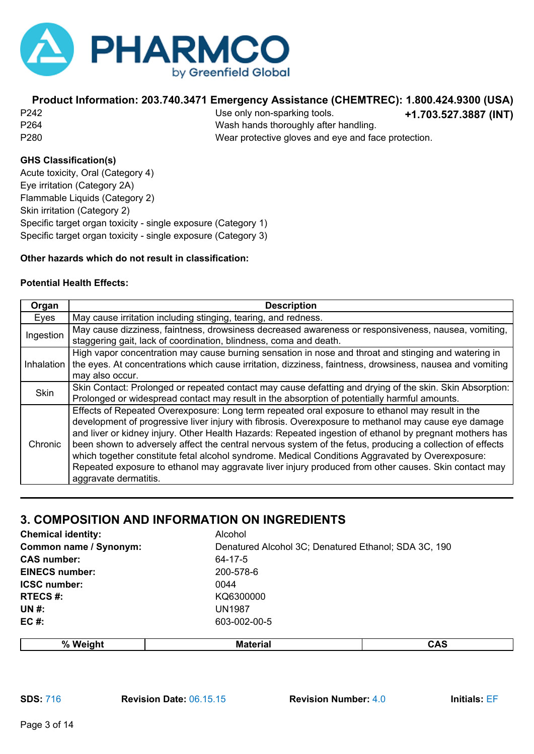**Product Information: 203.740.3471 Emergency Assistance (CHEMTREC): 1.800.424.9300 (USA) +1.703.527.3887 (INT)**

| | |
|---|---|
| P242 | Use only non-sparking tools. |
| P264 | Wash hands thoroughly after handling. |
| P280 | Wear protective gloves and eye and face protection. |

**GHS Classification(s)**

Acute toxicity, Oral (Category 4)
Eye irritation (Category 2A)
Flammable Liquids (Category 2)
Skin irritation (Category 2)
Specific target organ toxicity - single exposure (Category 1)
Specific target organ toxicity - single exposure (Category 3)

**Other hazards which do not result in classification:**

**Potential Health Effects:**

| Organ | Description |
|---|---|
| Eyes | May cause irritation including stinging, tearing, and redness. |
| Ingestion | May cause dizziness, faintness, drowsiness decreased awareness or responsiveness, nausea, vomiting, staggering gait, lack of coordination, blindness, coma and death. |
| Inhalation | High vapor concentration may cause burning sensation in nose and throat and stinging and watering in the eyes. At concentrations which cause irritation, dizziness, faintness, drowsiness, nausea and vomiting may also occur. |
| Skin | Skin Contact: Prolonged or repeated contact may cause defatting and drying of the skin. Skin Absorption: Prolonged or widespread contact may result in the absorption of potentially harmful amounts. |
| Chronic | Effects of Repeated Overexposure: Long term repeated oral exposure to ethanol may result in the development of progressive liver injury with fibrosis. Overexposure to methanol may cause eye damage and liver or kidney injury. Other Health Hazards: Repeated ingestion of ethanol by pregnant mothers has been shown to adversely affect the central nervous system of the fetus, producing a collection of effects which together constitute fetal alcohol syndrome. Medical Conditions Aggravated by Overexposure: Repeated exposure to ethanol may aggravate liver injury produced from other causes. Skin contact may aggravate dermatitis. |

## 3. COMPOSITION AND INFORMATION ON INGREDIENTS

| | |
|---|---|
| **Chemical identity:** | Alcohol |
| **Common name / Synonym:** | Denatured Alcohol 3C; Denatured Ethanol; SDA 3C, 190 |
| **CAS number:** | 64-17-5 |
| **EINECS number:** | 200-578-6 |
| **ICSC number:** | 0044 |
| **RTECS #:** | KQ6300000 |
| **UN #:** | UN1987 |
| **EC #:** | 603-002-00-5 |

| % Weight | Material | CAS |
|---|---|---|

**SDS:** 716 **Revision Date:** 06.15.15 **Revision Number:** 4.0 **Initials:** EF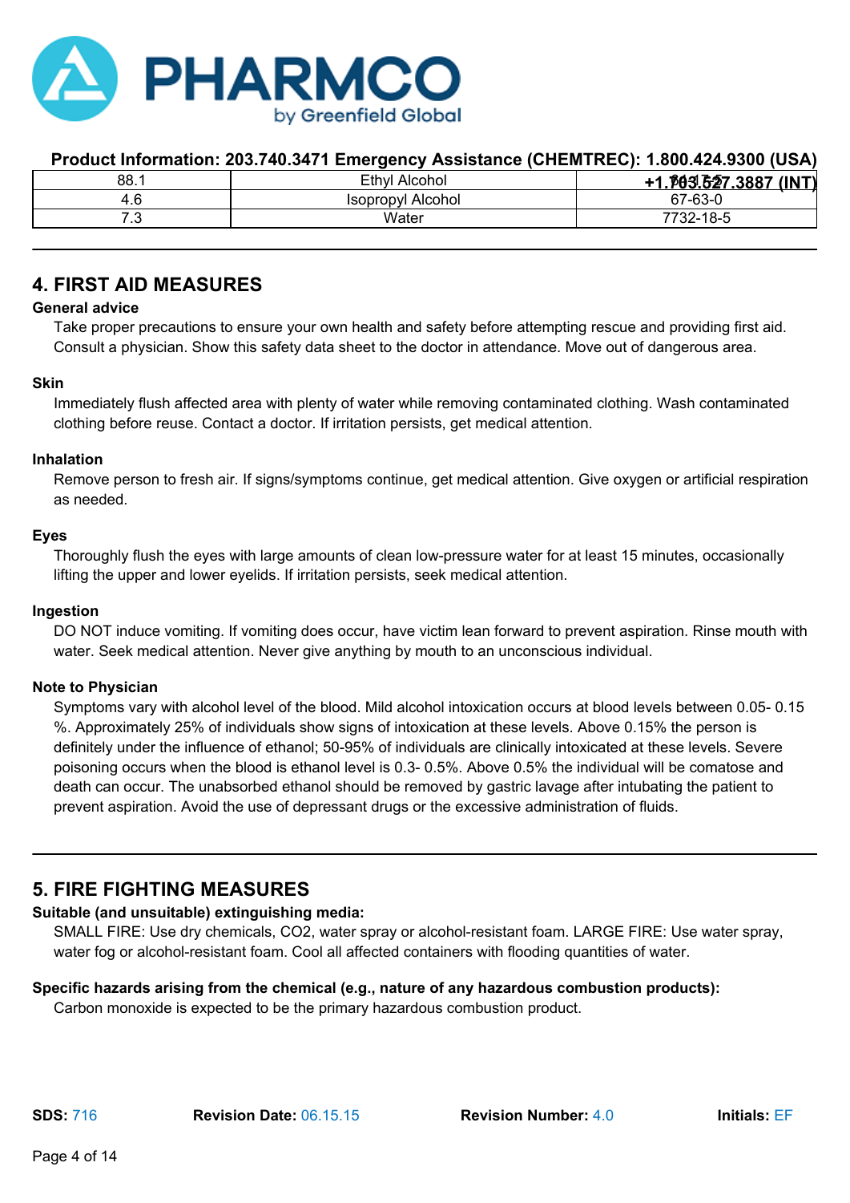**Product Information: 203.740.3471 Emergency Assistance (CHEMTREC): 1.800.424.9300 (USA) +1.703.527.3887 (INT)**

| 88.1 | Ethyl Alcohol | 64-17-5 |
|---|---|---|
| 4.6 | Isopropyl Alcohol | 67-63-0 |
| 7.3 | Water | 7732-18-5 |

## 4. FIRST AID MEASURES

**General advice**

Take proper precautions to ensure your own health and safety before attempting rescue and providing first aid. Consult a physician. Show this safety data sheet to the doctor in attendance. Move out of dangerous area.

**Skin**

Immediately flush affected area with plenty of water while removing contaminated clothing. Wash contaminated clothing before reuse. Contact a doctor. If irritation persists, get medical attention.

**Inhalation**

Remove person to fresh air. If signs/symptoms continue, get medical attention. Give oxygen or artificial respiration as needed.

**Eyes**

Thoroughly flush the eyes with large amounts of clean low-pressure water for at least 15 minutes, occasionally lifting the upper and lower eyelids. If irritation persists, seek medical attention.

**Ingestion**

DO NOT induce vomiting. If vomiting does occur, have victim lean forward to prevent aspiration. Rinse mouth with water. Seek medical attention. Never give anything by mouth to an unconscious individual.

**Note to Physician**

Symptoms vary with alcohol level of the blood. Mild alcohol intoxication occurs at blood levels between 0.05- 0.15 %. Approximately 25% of individuals show signs of intoxication at these levels. Above 0.15% the person is definitely under the influence of ethanol; 50-95% of individuals are clinically intoxicated at these levels. Severe poisoning occurs when the blood is ethanol level is 0.3- 0.5%. Above 0.5% the individual will be comatose and death can occur. The unabsorbed ethanol should be removed by gastric lavage after intubating the patient to prevent aspiration. Avoid the use of depressant drugs or the excessive administration of fluids.

## 5. FIRE FIGHTING MEASURES

**Suitable (and unsuitable) extinguishing media:**

SMALL FIRE: Use dry chemicals, $CO_2$, water spray or alcohol-resistant foam. LARGE FIRE: Use water spray, water fog or alcohol-resistant foam. Cool all affected containers with flooding quantities of water.

**Specific hazards arising from the chemical (e.g., nature of any hazardous combustion products):**

Carbon monoxide is expected to be the primary hazardous combustion product.

**SDS:** 716 **Revision Date:** 06.15.15 **Revision Number:** 4.0 **Initials:** EF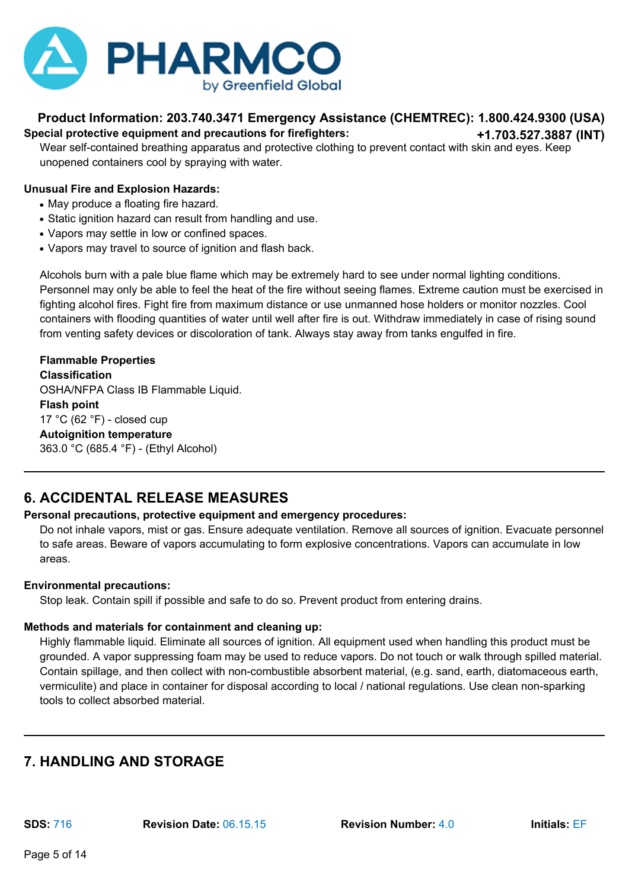**Special protective equipment and precautions for firefighters:**

Wear self-contained breathing apparatus and protective clothing to prevent contact with skin and eyes. Keep unopened containers cool by spraying with water.

**Unusual Fire and Explosion Hazards:**

- May produce a floating fire hazard.
- Static ignition hazard can result from handling and use.
- Vapors may settle in low or confined spaces.
- Vapors may travel to source of ignition and flash back.

Alcohols burn with a pale blue flame which may be extremely hard to see under normal lighting conditions. Personnel may only be able to feel the heat of the fire without seeing flames. Extreme caution must be exercised in fighting alcohol fires. Fight fire from maximum distance or use unmanned hose holders or monitor nozzles. Cool containers with flooding quantities of water until well after fire is out. Withdraw immediately in case of rising sound from venting safety devices or discoloration of tank. Always stay away from tanks engulfed in fire.

**Flammable Properties**

**Classification**

OSHA/NFPA Class IB Flammable Liquid.

**Flash point**

17 °C (62 °F) - closed cup

**Autoignition temperature**

363.0 °C (685.4 °F) - (Ethyl Alcohol)

## 6. ACCIDENTAL RELEASE MEASURES

**Personal precautions, protective equipment and emergency procedures:**

Do not inhale vapors, mist or gas. Ensure adequate ventilation. Remove all sources of ignition. Evacuate personnel to safe areas. Beware of vapors accumulating to form explosive concentrations. Vapors can accumulate in low areas.

**Environmental precautions:**

Stop leak. Contain spill if possible and safe to do so. Prevent product from entering drains.

**Methods and materials for containment and cleaning up:**

Highly flammable liquid. Eliminate all sources of ignition. All equipment used when handling this product must be grounded. A vapor suppressing foam may be used to reduce vapors. Do not touch or walk through spilled material. Contain spillage, and then collect with non-combustible absorbent material, (e.g. sand, earth, diatomaceous earth, vermiculite) and place in container for disposal according to local / national regulations. Use clean non-sparking tools to collect absorbed material.

## 7. HANDLING AND STORAGE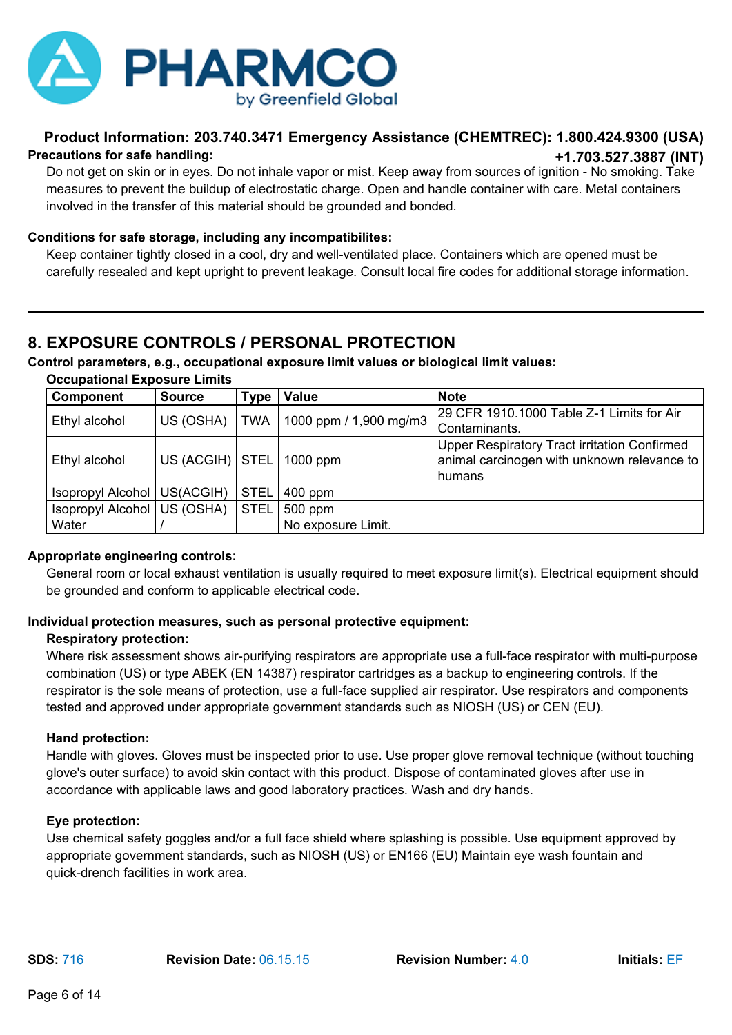**Precautions for safe handling:**

Do not get on skin or in eyes. Do not inhale vapor or mist. Keep away from sources of ignition - No smoking. Take measures to prevent the buildup of electrostatic charge. Open and handle container with care. Metal containers involved in the transfer of this material should be grounded and bonded.

**Conditions for safe storage, including any incompatibilites:**

Keep container tightly closed in a cool, dry and well-ventilated place. Containers which are opened must be carefully resealed and kept upright to prevent leakage. Consult local fire codes for additional storage information.

## 8. EXPOSURE CONTROLS / PERSONAL PROTECTION

**Control parameters, e.g., occupational exposure limit values or biological limit values:**

**Occupational Exposure Limits**

| Component | Source | Type | Value | Note |
|---|---|---|---|---|
| Ethyl alcohol | US (OSHA) | TWA | 1000 ppm / 1,900 mg/m3 | 29 CFR 1910.1000 Table Z-1 Limits for Air Contaminants. |
| Ethyl alcohol | US (ACGIH) | STEL | 1000 ppm | Upper Respiratory Tract irritation Confirmed animal carcinogen with unknown relevance to humans |
| Isopropyl Alcohol | US(ACGIH) | STEL | 400 ppm | |
| Isopropyl Alcohol | US (OSHA) | STEL | 500 ppm | |
| Water | / | | No exposure Limit. | |

**Appropriate engineering controls:**

General room or local exhaust ventilation is usually required to meet exposure limit(s). Electrical equipment should be grounded and conform to applicable electrical code.

**Individual protection measures, such as personal protective equipment:**

**Respiratory protection:**

Where risk assessment shows air-purifying respirators are appropriate use a full-face respirator with multi-purpose combination (US) or type ABEK (EN 14387) respirator cartridges as a backup to engineering controls. If the respirator is the sole means of protection, use a full-face supplied air respirator. Use respirators and components tested and approved under appropriate government standards such as NIOSH (US) or CEN (EU).

**Hand protection:**

Handle with gloves. Gloves must be inspected prior to use. Use proper glove removal technique (without touching glove's outer surface) to avoid skin contact with this product. Dispose of contaminated gloves after use in accordance with applicable laws and good laboratory practices. Wash and dry hands.

**Eye protection:**

Use chemical safety goggles and/or a full face shield where splashing is possible. Use equipment approved by appropriate government standards, such as NIOSH (US) or EN166 (EU) Maintain eye wash fountain and quick-drench facilities in work area.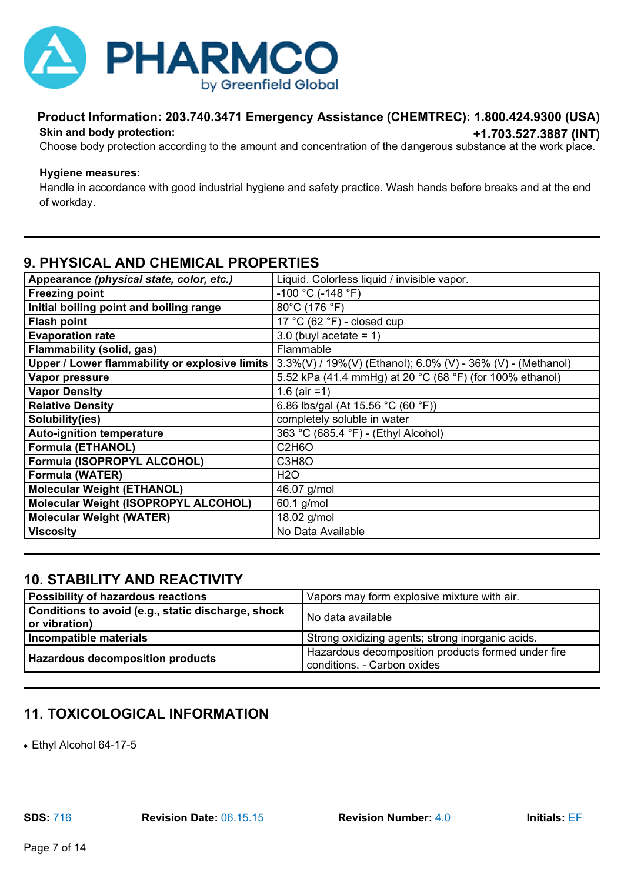**Skin and body protection:**

Choose body protection according to the amount and concentration of the dangerous substance at the work place.

**Hygiene measures:**

Handle in accordance with good industrial hygiene and safety practice. Wash hands before breaks and at the end of workday.

## 9. PHYSICAL AND CHEMICAL PROPERTIES

| | |
|---|---|
| **Appearance *(physical state, color, etc.)*** | Liquid. Colorless liquid / invisible vapor. |
| **Freezing point** | -100 °C (-148 °F) |
| **Initial boiling point and boiling range** | 80°C (176 °F) |
| **Flash point** | 17 °C (62 °F) - closed cup |
| **Evaporation rate** | 3.0 (buyl acetate = 1) |
| **Flammability (solid, gas)** | Flammable |
| **Upper / Lower flammability or explosive limits** | 3.3%(V) / 19%(V) (Ethanol); 6.0% (V) - 36% (V) - (Methanol) |
| **Vapor pressure** | 5.52 kPa (41.4 mmHg) at 20 °C (68 °F) (for 100% ethanol) |
| **Vapor Density** | 1.6 (air =1) |
| **Relative Density** | 6.86 lbs/gal (At 15.56 °C (60 °F)) |
| **Solubility(ies)** | completely soluble in water |
| **Auto-ignition temperature** | 363 °C (685.4 °F) - (Ethyl Alcohol) |
| **Formula (ETHANOL)** | $C_2H_6O$ |
| **Formula (ISOPROPYL ALCOHOL)** | $C_3H_8O$ |
| **Formula (WATER)** | $H_2O$ |
| **Molecular Weight (ETHANOL)** | 46.07 g/mol |
| **Molecular Weight (ISOPROPYL ALCOHOL)** | 60.1 g/mol |
| **Molecular Weight (WATER)** | 18.02 g/mol |
| **Viscosity** | No Data Available |

## 10. STABILITY AND REACTIVITY

| | |
|---|---|
| **Possibility of hazardous reactions** | Vapors may form explosive mixture with air. |
| **Conditions to avoid (e.g., static discharge, shock or vibration)** | No data available |
| **Incompatible materials** | Strong oxidizing agents; strong inorganic acids. |
| **Hazardous decomposition products** | Hazardous decomposition products formed under fire conditions. - Carbon oxides |

## 11. TOXICOLOGICAL INFORMATION

- Ethyl Alcohol 64-17-5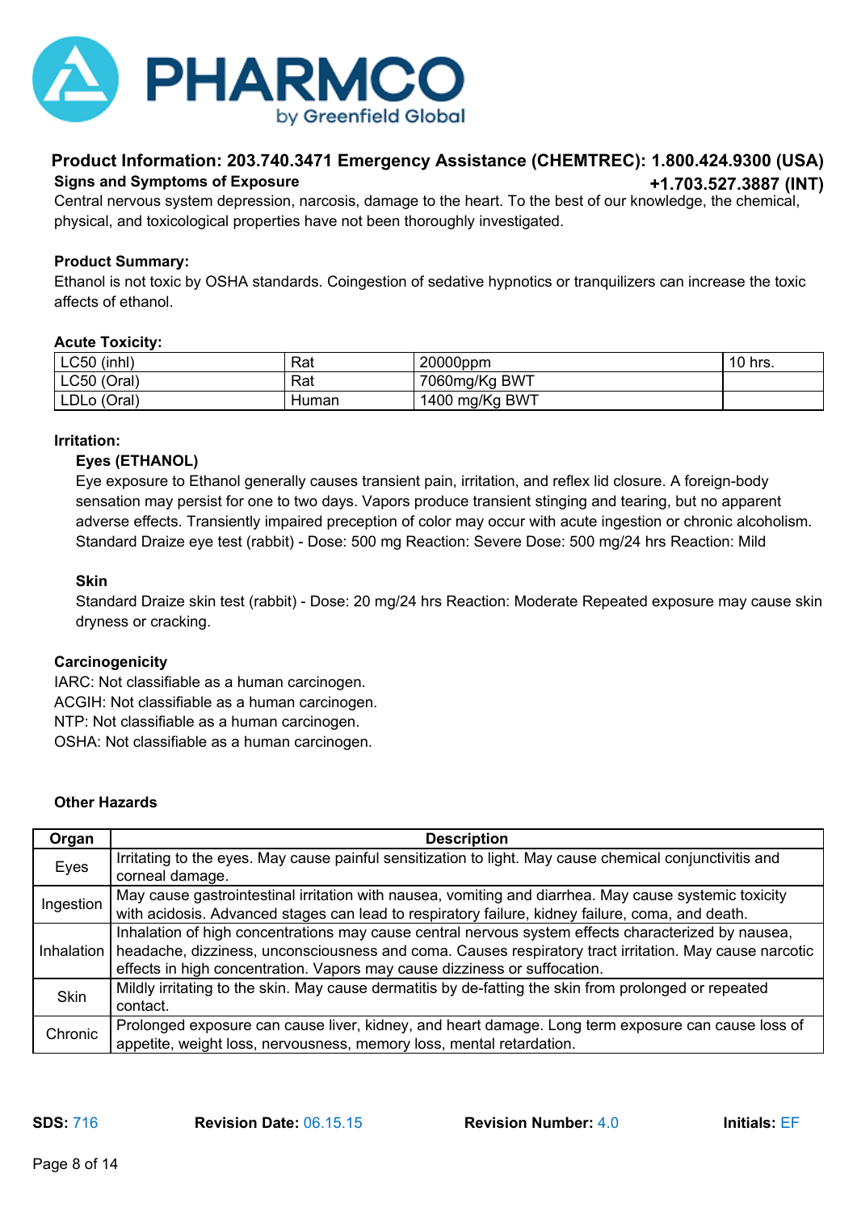**Product Information: 203.740.3471 Emergency Assistance (CHEMTREC): 1.800.424.9300 (USA) +1.703.527.3887 (INT)**

**Signs and Symptoms of Exposure**

Central nervous system depression, narcosis, damage to the heart. To the best of our knowledge, the chemical, physical, and toxicological properties have not been thoroughly investigated.

**Product Summary:**

Ethanol is not toxic by OSHA standards. Coingestion of sedative hypnotics or tranquilizers can increase the toxic affects of ethanol.

**Acute Toxicity:**

| LC50 (inhl) | Rat | 20000ppm | 10 hrs. |
|---|---|---|---|
| LC50 (Oral) | Rat | 7060mg/Kg BWT | |
| LDLo (Oral) | Human | 1400 mg/Kg BWT | |

**Irritation:**

**Eyes (ETHANOL)**

Eye exposure to Ethanol generally causes transient pain, irritation, and reflex lid closure. A foreign-body sensation may persist for one to two days. Vapors produce transient stinging and tearing, but no apparent adverse effects. Transiently impaired preception of color may occur with acute ingestion or chronic alcoholism. Standard Draize eye test (rabbit) - Dose: 500 mg Reaction: Severe Dose: 500 mg/24 hrs Reaction: Mild

**Skin**

Standard Draize skin test (rabbit) - Dose: 20 mg/24 hrs Reaction: Moderate Repeated exposure may cause skin dryness or cracking.

**Carcinogenicity**

IARC: Not classifiable as a human carcinogen.
ACGIH: Not classifiable as a human carcinogen.
NTP: Not classifiable as a human carcinogen.
OSHA: Not classifiable as a human carcinogen.

**Other Hazards**

| Organ | Description |
|---|---|
| Eyes | Irritating to the eyes. May cause painful sensitization to light. May cause chemical conjunctivitis and corneal damage. |
| Ingestion | May cause gastrointestinal irritation with nausea, vomiting and diarrhea. May cause systemic toxicity with acidosis. Advanced stages can lead to respiratory failure, kidney failure, coma, and death. |
| Inhalation | Inhalation of high concentrations may cause central nervous system effects characterized by nausea, headache, dizziness, unconsciousness and coma. Causes respiratory tract irritation. May cause narcotic effects in high concentration. Vapors may cause dizziness or suffocation. |
| Skin | Mildly irritating to the skin. May cause dermatitis by de-fatting the skin from prolonged or repeated contact. |
| Chronic | Prolonged exposure can cause liver, kidney, and heart damage. Long term exposure can cause loss of appetite, weight loss, nervousness, memory loss, mental retardation. |

**SDS:** 716 **Revision Date:** 06.15.15 **Revision Number:** 4.0 **Initials:** EF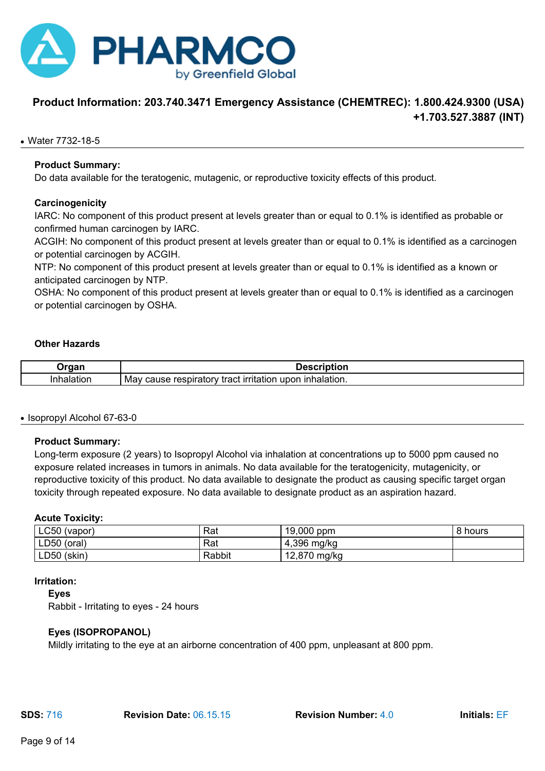**Product Information: 203.740.3471 Emergency Assistance (CHEMTREC): 1.800.424.9300 (USA) +1.703.527.3887 (INT)**

- Water 7732-18-5

**Product Summary:**
Do data available for the teratogenic, mutagenic, or reproductive toxicity effects of this product.

**Carcinogenicity**
IARC: No component of this product present at levels greater than or equal to 0.1% is identified as probable or confirmed human carcinogen by IARC.
ACGIH: No component of this product present at levels greater than or equal to 0.1% is identified as a carcinogen or potential carcinogen by ACGIH.
NTP: No component of this product present at levels greater than or equal to 0.1% is identified as a known or anticipated carcinogen by NTP.
OSHA: No component of this product present at levels greater than or equal to 0.1% is identified as a carcinogen or potential carcinogen by OSHA.

**Other Hazards**

| Organ | Description |
|---|---|
| Inhalation | May cause respiratory tract irritation upon inhalation. |

- Isopropyl Alcohol 67-63-0

**Product Summary:**
Long-term exposure (2 years) to Isopropyl Alcohol via inhalation at concentrations up to 5000 ppm caused no exposure related increases in tumors in animals. No data available for the teratogenicity, mutagenicity, or reproductive toxicity of this product. No data available to designate the product as causing specific target organ toxicity through repeated exposure. No data available to designate product as an aspiration hazard.

**Acute Toxicity:**

| | | | |
|---|---|---|---|
| LC50 (vapor) | Rat | 19,000 ppm | 8 hours |
| LD50 (oral) | Rat | 4,396 mg/kg | |
| LD50 (skin) | Rabbit | 12,870 mg/kg | |

**Irritation:**

**Eyes**
Rabbit - Irritating to eyes - 24 hours

**Eyes (ISOPROPANOL)**
Mildly irritating to the eye at an airborne concentration of 400 ppm, unpleasant at 800 ppm.

**SDS:** 716 **Revision Date:** 06.15.15 **Revision Number:** 4.0 **Initials:** EF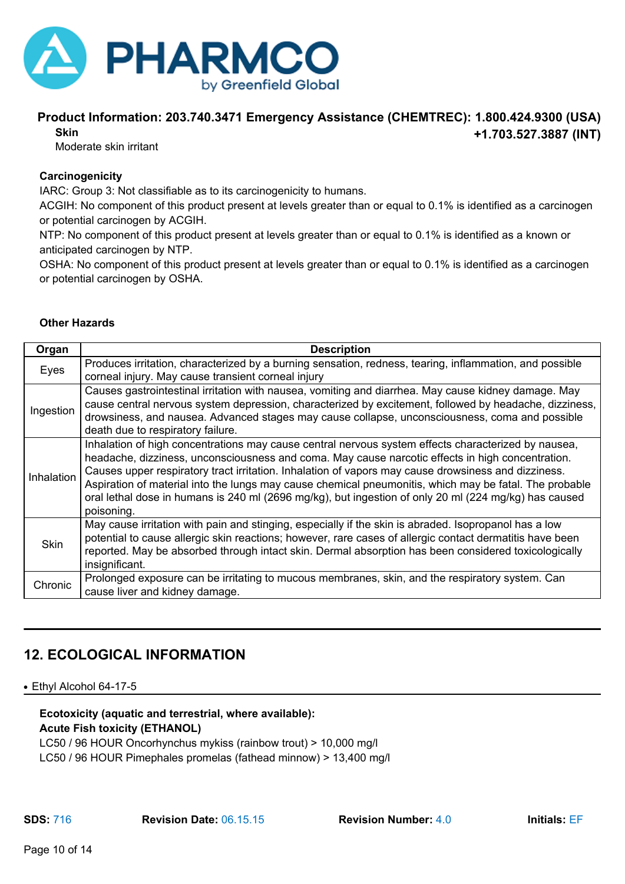**Skin**

Moderate skin irritant

**Carcinogenicity**

IARC: Group 3: Not classifiable as to its carcinogenicity to humans.
ACGIH: No component of this product present at levels greater than or equal to 0.1% is identified as a carcinogen or potential carcinogen by ACGIH.
NTP: No component of this product present at levels greater than or equal to 0.1% is identified as a known or anticipated carcinogen by NTP.
OSHA: No component of this product present at levels greater than or equal to 0.1% is identified as a carcinogen or potential carcinogen by OSHA.

**Other Hazards**

| Organ | Description |
|---|---|
| Eyes | Produces irritation, characterized by a burning sensation, redness, tearing, inflammation, and possible corneal injury. May cause transient corneal injury |
| Ingestion | Causes gastrointestinal irritation with nausea, vomiting and diarrhea. May cause kidney damage. May cause central nervous system depression, characterized by excitement, followed by headache, dizziness, drowsiness, and nausea. Advanced stages may cause collapse, unconsciousness, coma and possible death due to respiratory failure. |
| Inhalation | Inhalation of high concentrations may cause central nervous system effects characterized by nausea, headache, dizziness, unconsciousness and coma. May cause narcotic effects in high concentration. Causes upper respiratory tract irritation. Inhalation of vapors may cause drowsiness and dizziness. Aspiration of material into the lungs may cause chemical pneumonitis, which may be fatal. The probable oral lethal dose in humans is 240 ml (2696 mg/kg), but ingestion of only 20 ml (224 mg/kg) has caused poisoning. |
| Skin | May cause irritation with pain and stinging, especially if the skin is abraded. Isopropanol has a low potential to cause allergic skin reactions; however, rare cases of allergic contact dermatitis have been reported. May be absorbed through intact skin. Dermal absorption has been considered toxicologically insignificant. |
| Chronic | Prolonged exposure can be irritating to mucous membranes, skin, and the respiratory system. Can cause liver and kidney damage. |

## 12. ECOLOGICAL INFORMATION

- Ethyl Alcohol 64-17-5

**Ecotoxicity (aquatic and terrestrial, where available):**
**Acute Fish toxicity (ETHANOL)**
LC50 / 96 HOUR Oncorhynchus mykiss (rainbow trout) > 10,000 mg/l
LC50 / 96 HOUR Pimephales promelas (fathead minnow) > 13,400 mg/l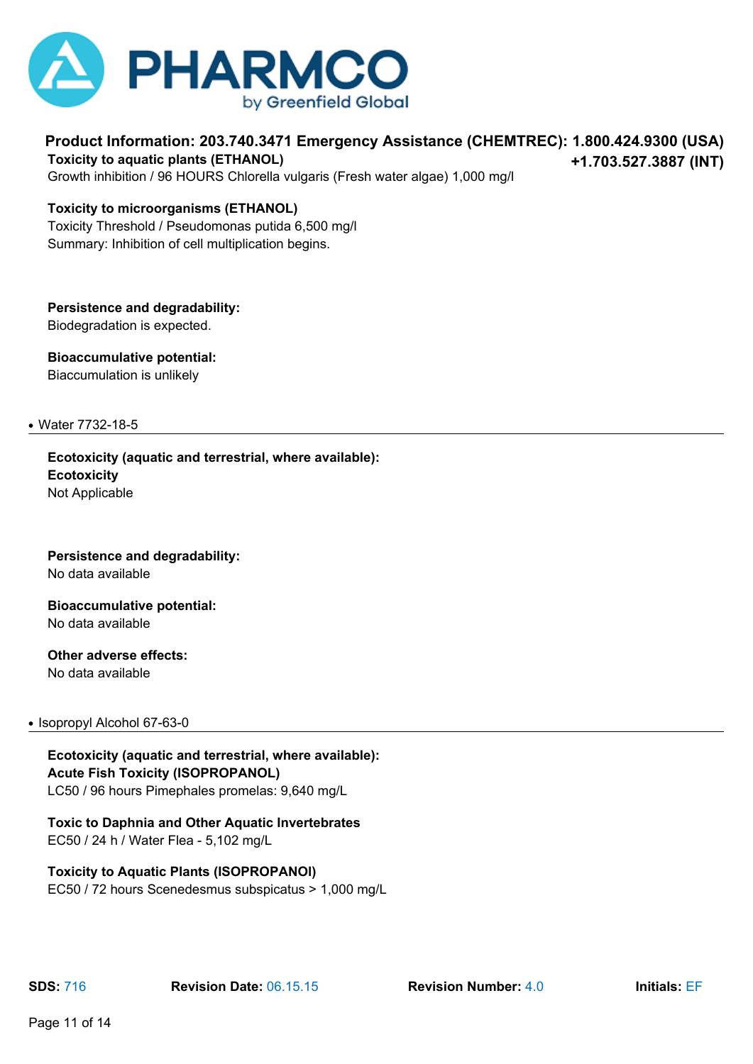**Toxicity to aquatic plants (ETHANOL)**
Growth inhibition / 96 HOURS Chlorella vulgaris (Fresh water algae) 1,000 mg/l

**Toxicity to microorganisms (ETHANOL)**
Toxicity Threshold / Pseudomonas putida 6,500 mg/l
Summary: Inhibition of cell multiplication begins.

**Persistence and degradability:**
Biodegradation is expected.

**Bioaccumulative potential:**
Biaccumulation is unlikely

- Water 7732-18-5

**Ecotoxicity (aquatic and terrestrial, where available):**
**Ecotoxicity**
Not Applicable

**Persistence and degradability:**
No data available

**Bioaccumulative potential:**
No data available

**Other adverse effects:**
No data available

- Isopropyl Alcohol 67-63-0

**Ecotoxicity (aquatic and terrestrial, where available):**
**Acute Fish Toxicity (ISOPROPANOL)**
LC50 / 96 hours Pimephales promelas: 9,640 mg/L

**Toxic to Daphnia and Other Aquatic Invertebrates**
EC50 / 24 h / Water Flea - 5,102 mg/L

**Toxicity to Aquatic Plants (ISOPROPANOl)**
EC50 / 72 hours Scenedesmus subspicatus > 1,000 mg/L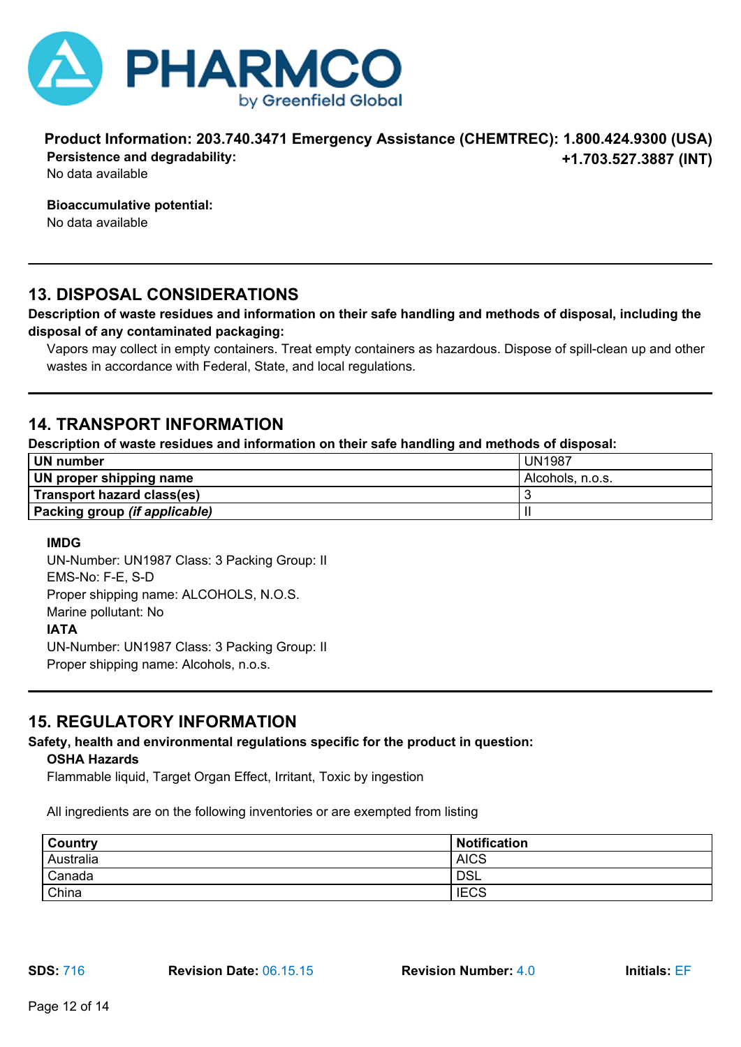**Product Information: 203.740.3471 Emergency Assistance (CHEMTREC): 1.800.424.9300 (USA) +1.703.527.3887 (INT)**

**Persistence and degradability:**
No data available

**Bioaccumulative potential:**
No data available

## 13. DISPOSAL CONSIDERATIONS

**Description of waste residues and information on their safe handling and methods of disposal, including the disposal of any contaminated packaging:**

Vapors may collect in empty containers. Treat empty containers as hazardous. Dispose of spill-clean up and other wastes in accordance with Federal, State, and local regulations.

## 14. TRANSPORT INFORMATION

**Description of waste residues and information on their safe handling and methods of disposal:**

| | |
|---|---|
| **UN number** | UN1987 |
| **UN proper shipping name** | Alcohols, n.o.s. |
| **Transport hazard class(es)** | 3 |
| **Packing group *(if applicable)*** | II |

**IMDG**
UN-Number: UN1987 Class: 3 Packing Group: II
EMS-No: F-E, S-D
Proper shipping name: ALCOHOLS, N.O.S.
Marine pollutant: No
**IATA**
UN-Number: UN1987 Class: 3 Packing Group: II
Proper shipping name: Alcohols, n.o.s.

## 15. REGULATORY INFORMATION

**Safety, health and environmental regulations specific for the product in question:**

**OSHA Hazards**
Flammable liquid, Target Organ Effect, Irritant, Toxic by ingestion

All ingredients are on the following inventories or are exempted from listing

| Country | Notification |
|---|---|
| Australia | AICS |
| Canada | DSL |
| China | IECS |

**SDS:** 716 **Revision Date:** 06.15.15 **Revision Number:** 4.0 **Initials:** EF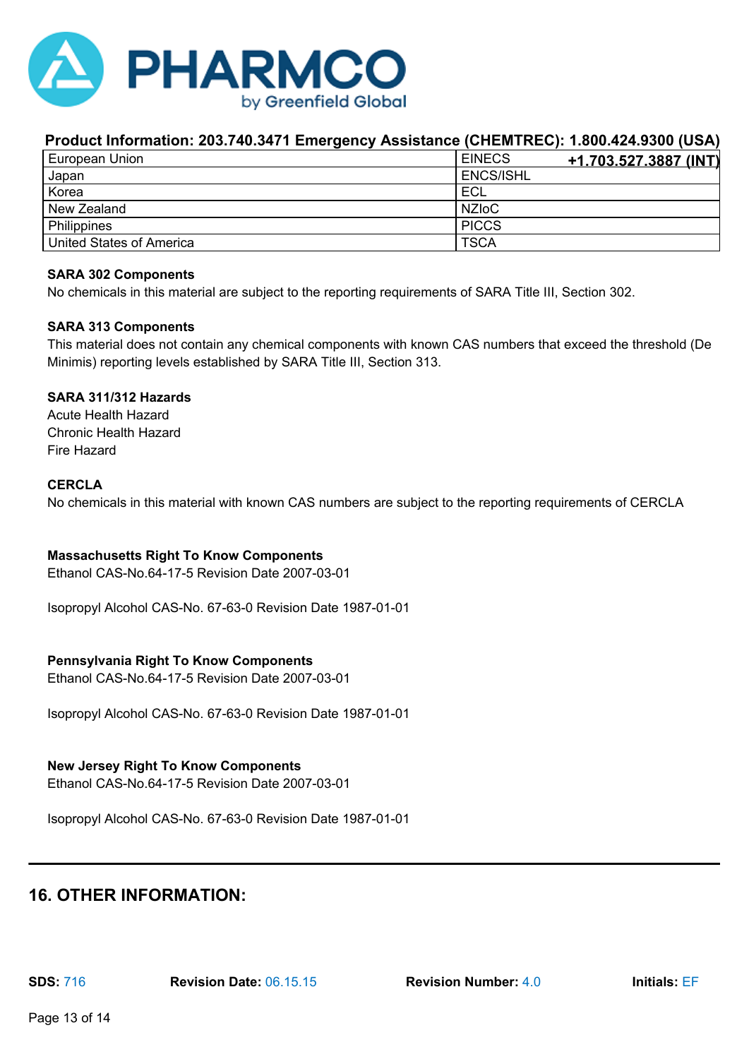**Product Information: 203.740.3471 Emergency Assistance (CHEMTREC): 1.800.424.9300 (USA) +1.703.527.3887 (INT)**

| European Union | EINECS |
|---|---|
| Japan | ENCS/ISHL |
| Korea | ECL |
| New Zealand | NZIoC |
| Philippines | PICCS |
| United States of America | TSCA |

**SARA 302 Components**
No chemicals in this material are subject to the reporting requirements of SARA Title III, Section 302.

**SARA 313 Components**
This material does not contain any chemical components with known CAS numbers that exceed the threshold (De Minimis) reporting levels established by SARA Title III, Section 313.

**SARA 311/312 Hazards**
Acute Health Hazard
Chronic Health Hazard
Fire Hazard

**CERCLA**
No chemicals in this material with known CAS numbers are subject to the reporting requirements of CERCLA

**Massachusetts Right To Know Components**
Ethanol CAS-No.64-17-5 Revision Date 2007-03-01

Isopropyl Alcohol CAS-No. 67-63-0 Revision Date 1987-01-01

**Pennsylvania Right To Know Components**
Ethanol CAS-No.64-17-5 Revision Date 2007-03-01

Isopropyl Alcohol CAS-No. 67-63-0 Revision Date 1987-01-01

**New Jersey Right To Know Components**
Ethanol CAS-No.64-17-5 Revision Date 2007-03-01

Isopropyl Alcohol CAS-No. 67-63-0 Revision Date 1987-01-01

## 16. OTHER INFORMATION:

**SDS:** 716 **Revision Date:** 06.15.15 **Revision Number:** 4.0 **Initials:** EF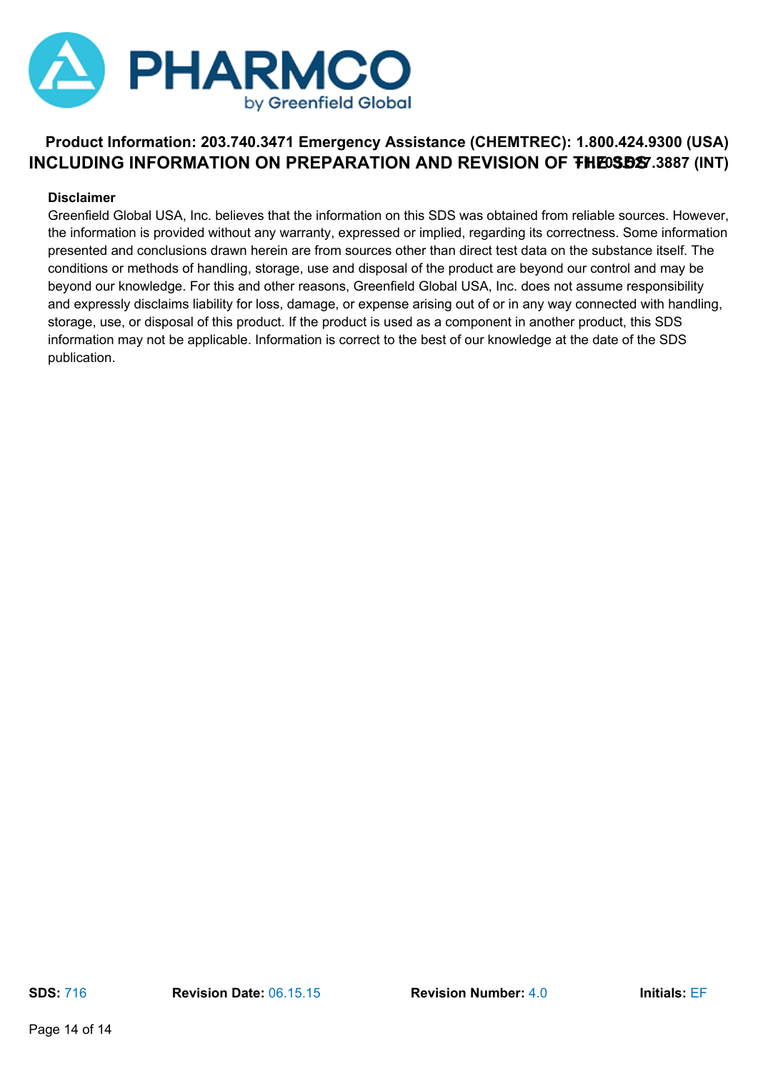## INCLUDING INFORMATION ON PREPARATION AND REVISION OF THE SDS

**Disclaimer**

Greenfield Global USA, Inc. believes that the information on this SDS was obtained from reliable sources. However, the information is provided without any warranty, expressed or implied, regarding its correctness. Some information presented and conclusions drawn herein are from sources other than direct test data on the substance itself. The conditions or methods of handling, storage, use and disposal of the product are beyond our control and may be beyond our knowledge. For this and other reasons, Greenfield Global USA, Inc. does not assume responsibility and expressly disclaims liability for loss, damage, or expense arising out of or in any way connected with handling, storage, use, or disposal of this product. If the product is used as a component in another product, this SDS information may not be applicable. Information is correct to the best of our knowledge at the date of the SDS publication.